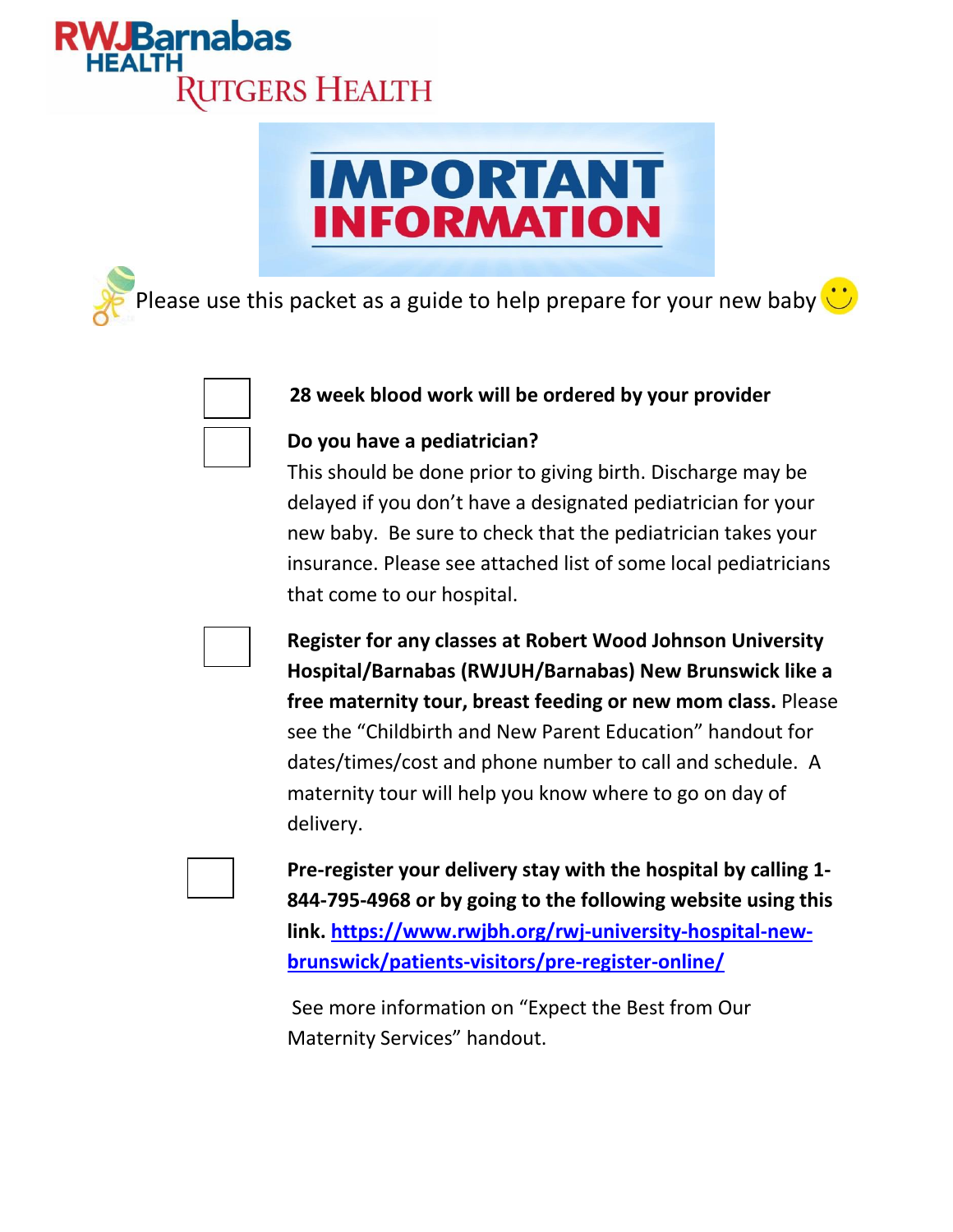RWJBarnabas HEALTH

RUTGERS HEALTH

# IMPORTANT INFORMATION

Please use this packet as a guide to help prepare for your new baby

- [ ] **28 week blood work will be ordered by your provider**

- [ ] **Do you have a pediatrician?**
  This should be done prior to giving birth. Discharge may be delayed if you don't have a designated pediatrician for your new baby. Be sure to check that the pediatrician takes your insurance. Please see attached list of some local pediatricians that come to our hospital.

- [ ] **Register for any classes at Robert Wood Johnson University Hospital/Barnabas (RWJUH/Barnabas) New Brunswick like a free maternity tour, breast feeding or new mom class.** Please see the "Childbirth and New Parent Education" handout for dates/times/cost and phone number to call and schedule. A maternity tour will help you know where to go on day of delivery.

- [ ] **Pre-register your delivery stay with the hospital by calling 1-844-795-4968 or by going to the following website using this link. [https://www.rwjbh.org/rwj-university-hospital-new-brunswick/patients-visitors/pre-register-online/](https://www.rwjbh.org/rwj-university-hospital-new-brunswick/patients-visitors/pre-register-online/)**

  See more information on "Expect the Best from Our Maternity Services" handout.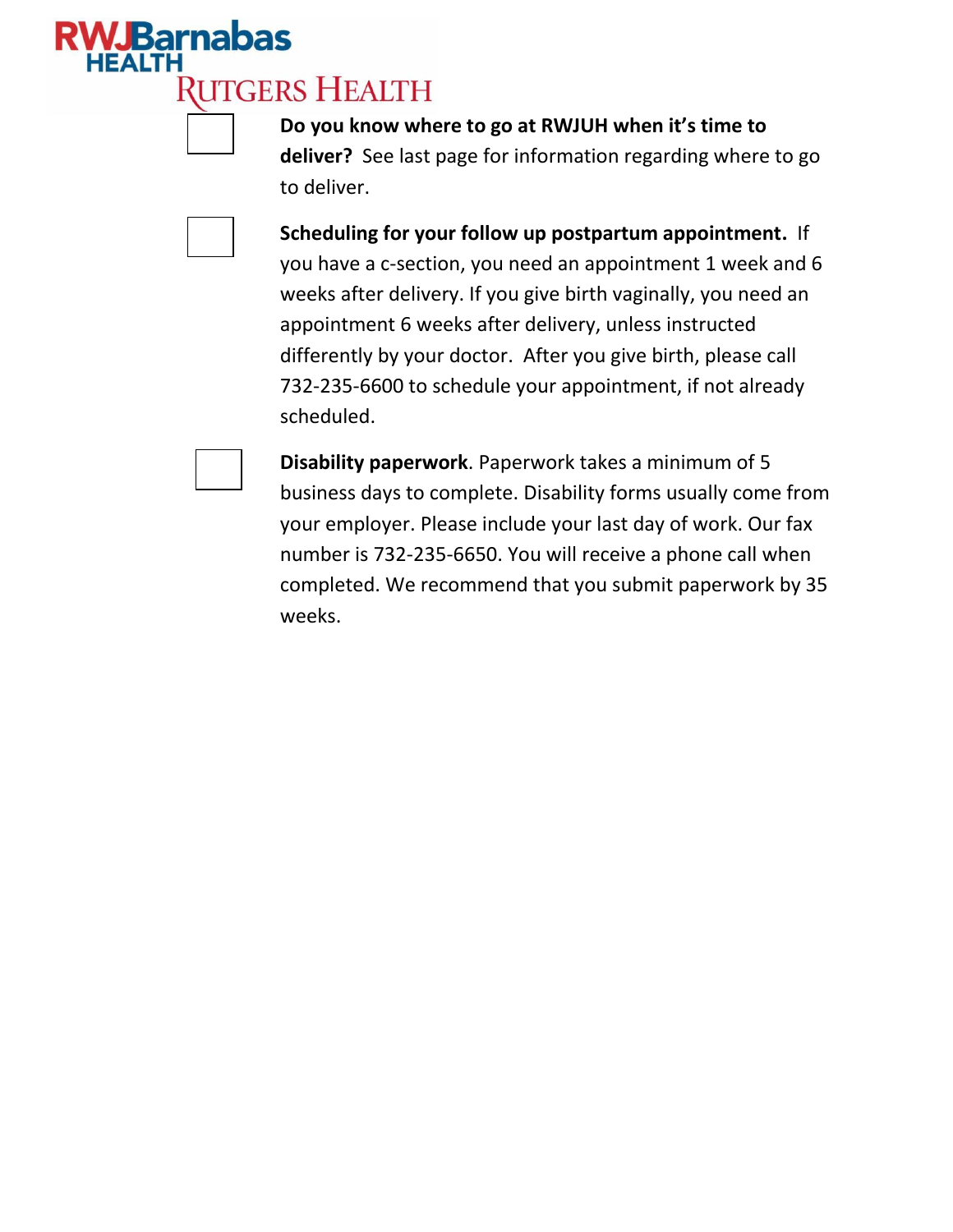- [ ] **Do you know where to go at RWJUH when it's time to deliver?** See last page for information regarding where to go to deliver.

- [ ] **Scheduling for your follow up postpartum appointment.** If you have a c-section, you need an appointment 1 week and 6 weeks after delivery. If you give birth vaginally, you need an appointment 6 weeks after delivery, unless instructed differently by your doctor. After you give birth, please call 732-235-6600 to schedule your appointment, if not already scheduled.

- [ ] **Disability paperwork**. Paperwork takes a minimum of 5 business days to complete. Disability forms usually come from your employer. Please include your last day of work. Our fax number is 732-235-6650. You will receive a phone call when completed. We recommend that you submit paperwork by 35 weeks.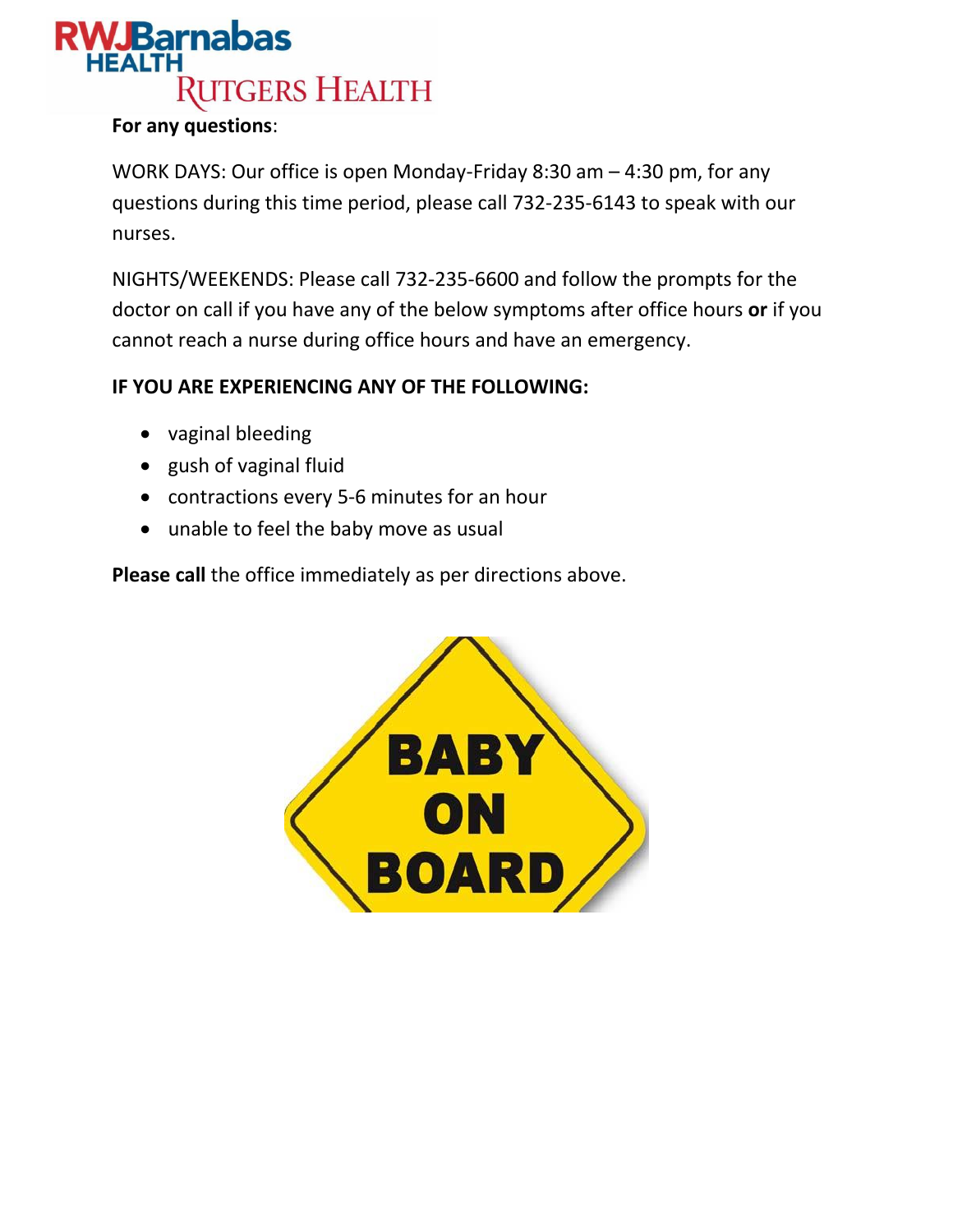**For any questions**:

WORK DAYS: Our office is open Monday-Friday 8:30 am – 4:30 pm, for any questions during this time period, please call 732-235-6143 to speak with our nurses.

NIGHTS/WEEKENDS: Please call 732-235-6600 and follow the prompts for the doctor on call if you have any of the below symptoms after office hours **or** if you cannot reach a nurse during office hours and have an emergency.

**IF YOU ARE EXPERIENCING ANY OF THE FOLLOWING:**

- vaginal bleeding
- gush of vaginal fluid
- contractions every 5-6 minutes for an hour
- unable to feel the baby move as usual

**Please call** the office immediately as per directions above.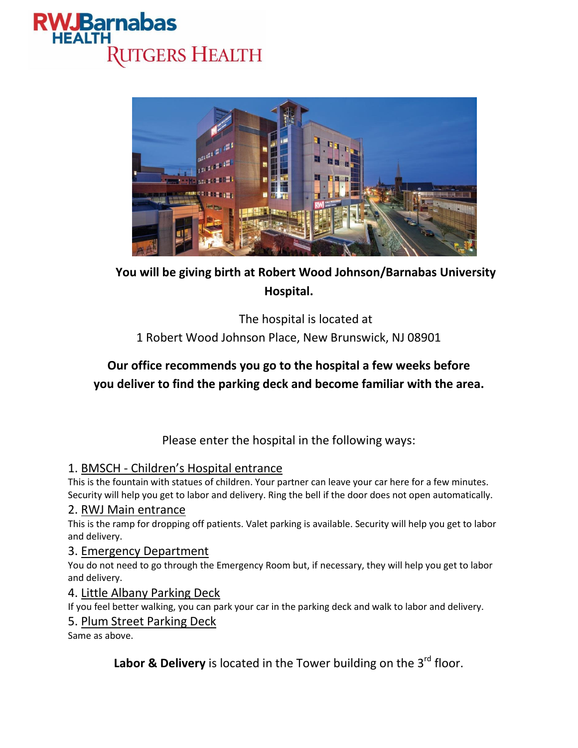RWJBarnabas HEALTH
RUTGERS HEALTH

**You will be giving birth at Robert Wood Johnson/Barnabas University Hospital.**

The hospital is located at
1 Robert Wood Johnson Place, New Brunswick, NJ 08901

**Our office recommends you go to the hospital a few weeks before you deliver to find the parking deck and become familiar with the area.**

Please enter the hospital in the following ways:

1. BMSCH - Children's Hospital entrance

This is the fountain with statues of children. Your partner can leave your car here for a few minutes. Security will help you get to labor and delivery. Ring the bell if the door does not open automatically.

2. RWJ Main entrance

This is the ramp for dropping off patients. Valet parking is available. Security will help you get to labor and delivery.

3. Emergency Department

You do not need to go through the Emergency Room but, if necessary, they will help you get to labor and delivery.

4. Little Albany Parking Deck

If you feel better walking, you can park your car in the parking deck and walk to labor and delivery.

5. Plum Street Parking Deck

Same as above.

**Labor & Delivery** is located in the Tower building on the 3rd floor.